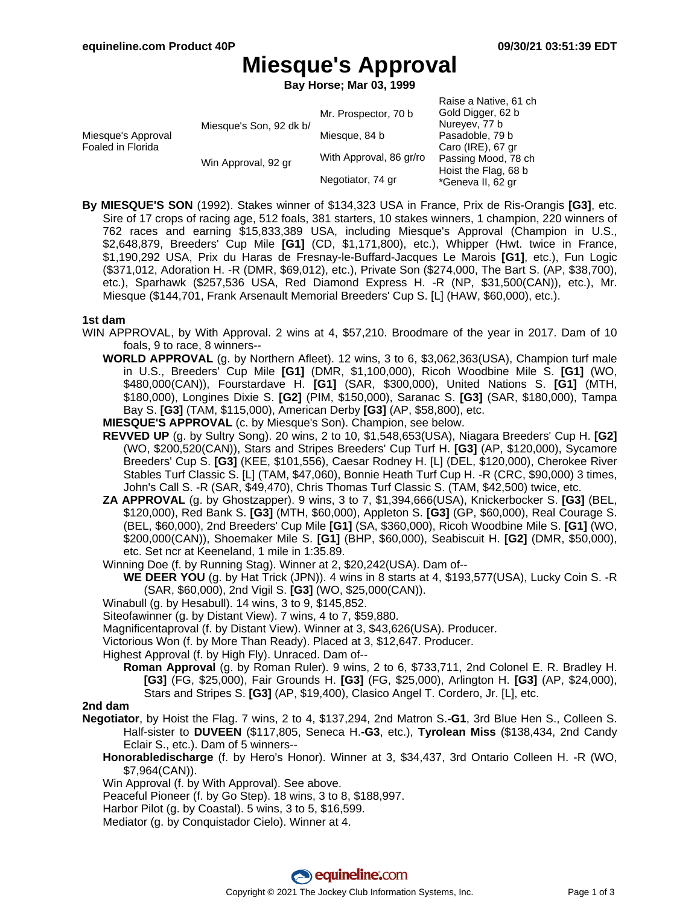# Miesque's Approval

**Bay Horse; Mar 03, 1999**

| | | | |
|---|---|---|---|
| Miesque's Approval<br>Foaled in Florida | Miesque's Son, 92 dk b/ | Mr. Prospector, 70 b | Raise a Native, 61 ch |
| | | | Gold Digger, 62 b |
| | | Miesque, 84 b | Nureyev, 77 b |
| | | | Pasadoble, 79 b |
| | Win Approval, 92 gr | With Approval, 86 gr/ro | Caro (IRE), 67 gr |
| | | | Passing Mood, 78 ch |
| | | Negotiator, 74 gr | Hoist the Flag, 68 b |
| | | | *Geneva II, 62 gr |

**By MIESQUE'S SON** (1992). Stakes winner of $134,323 USA in France, Prix de Ris-Orangis **[G3]**, etc. Sire of 17 crops of racing age, 512 foals, 381 starters, 10 stakes winners, 1 champion, 220 winners of 762 races and earning $15,833,389 USA, including Miesque's Approval (Champion in U.S., $2,648,879, Breeders' Cup Mile **[G1]** (CD, $1,171,800), etc.), Whipper (Hwt. twice in France, $1,190,292 USA, Prix du Haras de Fresnay-le-Buffard-Jacques Le Marois **[G1]**, etc.), Fun Logic ($371,012, Adoration H. -R (DMR, $69,012), etc.), Private Son ($274,000, The Bart S. (AP, $38,700), etc.), Sparhawk ($257,536 USA, Red Diamond Express H. -R (NP, $31,500(CAN)), etc.), Mr. Miesque ($144,701, Frank Arsenault Memorial Breeders' Cup S. [L] (HAW, $60,000), etc.).

### 1st dam

WIN APPROVAL, by With Approval. 2 wins at 4, $57,210. Broodmare of the year in 2017. Dam of 10 foals, 9 to race, 8 winners--

- **WORLD APPROVAL** (g. by Northern Afleet). 12 wins, 3 to 6, $3,062,363(USA), Champion turf male in U.S., Breeders' Cup Mile **[G1]** (DMR, $1,100,000), Ricoh Woodbine Mile S. **[G1]** (WO, $480,000(CAN)), Fourstardave H. **[G1]** (SAR, $300,000), United Nations S. **[G1]** (MTH, $180,000), Longines Dixie S. **[G2]** (PIM, $150,000), Saranac S. **[G3]** (SAR, $180,000), Tampa Bay S. **[G3]** (TAM, $115,000), American Derby **[G3]** (AP, $58,800), etc.
- **MIESQUE'S APPROVAL** (c. by Miesque's Son). Champion, see below.
- **REVVED UP** (g. by Sultry Song). 20 wins, 2 to 10, $1,548,653(USA), Niagara Breeders' Cup H. **[G2]** (WO, $200,520(CAN)), Stars and Stripes Breeders' Cup Turf H. **[G3]** (AP, $120,000), Sycamore Breeders' Cup S. **[G3]** (KEE, $101,556), Caesar Rodney H. [L] (DEL, $120,000), Cherokee River Stables Turf Classic S. [L] (TAM, $47,060), Bonnie Heath Turf Cup H. -R (CRC, $90,000) 3 times, John's Call S. -R (SAR, $49,470), Chris Thomas Turf Classic S. (TAM, $42,500) twice, etc.
- **ZA APPROVAL** (g. by Ghostzapper). 9 wins, 3 to 7, $1,394,666(USA), Knickerbocker S. **[G3]** (BEL, $120,000), Red Bank S. **[G3]** (MTH, $60,000), Appleton S. **[G3]** (GP, $60,000), Real Courage S. (BEL, $60,000), 2nd Breeders' Cup Mile **[G1]** (SA, $360,000), Ricoh Woodbine Mile S. **[G1]** (WO, $200,000(CAN)), Shoemaker Mile S. **[G1]** (BHP, $60,000), Seabiscuit H. **[G2]** (DMR, $50,000), etc. Set ncr at Keeneland, 1 mile in 1:35.89.
- Winning Doe (f. by Running Stag). Winner at 2, $20,242(USA). Dam of--
  - **WE DEER YOU** (g. by Hat Trick (JPN)). 4 wins in 8 starts at 4, $193,577(USA), Lucky Coin S. -R (SAR, $60,000), 2nd Vigil S. **[G3]** (WO, $25,000(CAN)).
- Winabull (g. by Hesabull). 14 wins, 3 to 9, $145,852.
- Siteofawinner (g. by Distant View). 7 wins, 4 to 7, $59,880.
- Magnificentaproval (f. by Distant View). Winner at 3, $43,626(USA). Producer.
- Victorious Won (f. by More Than Ready). Placed at 3, $12,647. Producer.
- Highest Approval (f. by High Fly). Unraced. Dam of--
  - **Roman Approval** (g. by Roman Ruler). 9 wins, 2 to 6, $733,711, 2nd Colonel E. R. Bradley H. **[G3]** (FG, $25,000), Fair Grounds H. **[G3]** (FG, $25,000), Arlington H. **[G3]** (AP, $24,000), Stars and Stripes S. **[G3]** (AP, $19,400), Clasico Angel T. Cordero, Jr. [L], etc.

### 2nd dam

**Negotiator**, by Hoist the Flag. 7 wins, 2 to 4, $137,294, 2nd Matron S.**-G1**, 3rd Blue Hen S., Colleen S. Half-sister to **DUVEEN** ($117,805, Seneca H.**-G3**, etc.), **Tyrolean Miss** ($138,434, 2nd Candy Eclair S., etc.). Dam of 5 winners--

- **Honorabledischarge** (f. by Hero's Honor). Winner at 3, $34,437, 3rd Ontario Colleen H. -R (WO, $7,964(CAN)).
- Win Approval (f. by With Approval). See above.
- Peaceful Pioneer (f. by Go Step). 18 wins, 3 to 8, $188,997.
- Harbor Pilot (g. by Coastal). 5 wins, 3 to 5, $16,599.
- Mediator (g. by Conquistador Cielo). Winner at 4.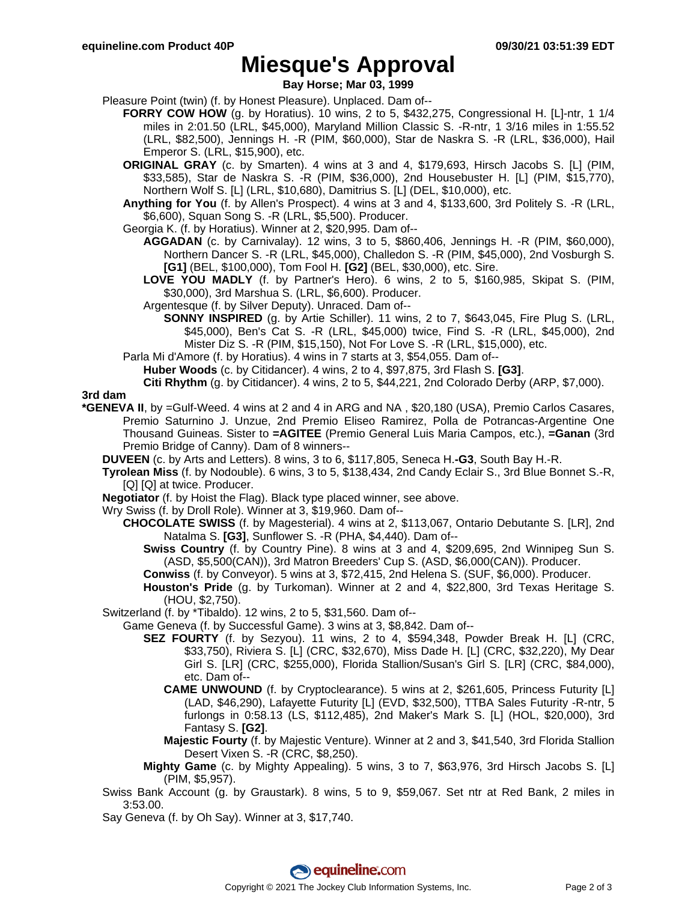# Miesque's Approval

**Bay Horse; Mar 03, 1999**

Pleasure Point (twin) (f. by Honest Pleasure). Unplaced. Dam of--

- **FORRY COW HOW** (g. by Horatius). 10 wins, 2 to 5, $432,275, Congressional H. [L]-ntr, 1 1/4 miles in 2:01.50 (LRL, $45,000), Maryland Million Classic S. -R-ntr, 1 3/16 miles in 1:55.52 (LRL, $82,500), Jennings H. -R (PIM, $60,000), Star de Naskra S. -R (LRL, $36,000), Hail Emperor S. (LRL, $15,900), etc.
- **ORIGINAL GRAY** (c. by Smarten). 4 wins at 3 and 4, $179,693, Hirsch Jacobs S. [L] (PIM, $33,585), Star de Naskra S. -R (PIM, $36,000), 2nd Housebuster H. [L] (PIM, $15,770), Northern Wolf S. [L] (LRL, $10,680), Damitrius S. [L] (DEL, $10,000), etc.
- **Anything for You** (f. by Allen's Prospect). 4 wins at 3 and 4, $133,600, 3rd Politely S. -R (LRL, $6,600), Squan Song S. -R (LRL, $5,500). Producer.
- Georgia K. (f. by Horatius). Winner at 2, $20,995. Dam of--
  - **AGGADAN** (c. by Carnivalay). 12 wins, 3 to 5, $860,406, Jennings H. -R (PIM, $60,000), Northern Dancer S. -R (LRL, $45,000), Challedon S. -R (PIM, $45,000), 2nd Vosburgh S. **[G1]** (BEL, $100,000), Tom Fool H. **[G2]** (BEL, $30,000), etc. Sire.
  - **LOVE YOU MADLY** (f. by Partner's Hero). 6 wins, 2 to 5, $160,985, Skipat S. (PIM, $30,000), 3rd Marshua S. (LRL, $6,600). Producer.
  - Argentesque (f. by Silver Deputy). Unraced. Dam of--
    - **SONNY INSPIRED** (g. by Artie Schiller). 11 wins, 2 to 7, $643,045, Fire Plug S. (LRL, $45,000), Ben's Cat S. -R (LRL, $45,000) twice, Find S. -R (LRL, $45,000), 2nd Mister Diz S. -R (PIM, $15,150), Not For Love S. -R (LRL, $15,000), etc.
- Parla Mi d'Amore (f. by Horatius). 4 wins in 7 starts at 3, $54,055. Dam of--
  - **Huber Woods** (c. by Citidancer). 4 wins, 2 to 4, $97,875, 3rd Flash S. **[G3]**.
  - **Citi Rhythm** (g. by Citidancer). 4 wins, 2 to 5, $44,221, 2nd Colorado Derby (ARP, $7,000).

### 3rd dam

***GENEVA II**, by =Gulf-Weed. 4 wins at 2 and 4 in ARG and NA , $20,180 (USA), Premio Carlos Casares, Premio Saturnino J. Unzue, 2nd Premio Eliseo Ramirez, Polla de Potrancas-Argentine One Thousand Guineas. Sister to **=AGITEE** (Premio General Luis Maria Campos, etc.), **=Ganan** (3rd Premio Bridge of Canny). Dam of 8 winners--

- **DUVEEN** (c. by Arts and Letters). 8 wins, 3 to 6, $117,805, Seneca H.**-G3**, South Bay H.-R.
- **Tyrolean Miss** (f. by Nodouble). 6 wins, 3 to 5, $138,434, 2nd Candy Eclair S., 3rd Blue Bonnet S.-R, [Q] [Q] at twice. Producer.
- **Negotiator** (f. by Hoist the Flag). Black type placed winner, see above.
- Wry Swiss (f. by Droll Role). Winner at 3, $19,960. Dam of--
  - **CHOCOLATE SWISS** (f. by Magesterial). 4 wins at 2, $113,067, Ontario Debutante S. [LR], 2nd Natalma S. **[G3]**, Sunflower S. -R (PHA, $4,440). Dam of--
    - **Swiss Country** (f. by Country Pine). 8 wins at 3 and 4, $209,695, 2nd Winnipeg Sun S. (ASD, $5,500(CAN)), 3rd Matron Breeders' Cup S. (ASD, $6,000(CAN)). Producer.
    - **Conwiss** (f. by Conveyor). 5 wins at 3, $72,415, 2nd Helena S. (SUF, $6,000). Producer.
    - **Houston's Pride** (g. by Turkoman). Winner at 2 and 4, $22,800, 3rd Texas Heritage S. (HOU, $2,750).
- Switzerland (f. by *Tibaldo). 12 wins, 2 to 5, $31,560. Dam of--
  - Game Geneva (f. by Successful Game). 3 wins at 3, $8,842. Dam of--
    - **SEZ FOURTY** (f. by Sezyou). 11 wins, 2 to 4, $594,348, Powder Break H. [L] (CRC, $33,750), Riviera S. [L] (CRC, $32,670), Miss Dade H. [L] (CRC, $32,220), My Dear Girl S. [LR] (CRC, $255,000), Florida Stallion/Susan's Girl S. [LR] (CRC, $84,000), etc. Dam of--
      - **CAME UNWOUND** (f. by Cryptoclearance). 5 wins at 2, $261,605, Princess Futurity [L] (LAD, $46,290), Lafayette Futurity [L] (EVD, $32,500), TTBA Sales Futurity -R-ntr, 5 furlongs in 0:58.13 (LS, $112,485), 2nd Maker's Mark S. [L] (HOL, $20,000), 3rd Fantasy S. **[G2]**.
      - **Majestic Fourty** (f. by Majestic Venture). Winner at 2 and 3, $41,540, 3rd Florida Stallion Desert Vixen S. -R (CRC, $8,250).
    - **Mighty Game** (c. by Mighty Appealing). 5 wins, 3 to 7, $63,976, 3rd Hirsch Jacobs S. [L] (PIM, $5,957).
- Swiss Bank Account (g. by Graustark). 8 wins, 5 to 9, $59,067. Set ntr at Red Bank, 2 miles in 3:53.00.
- Say Geneva (f. by Oh Say). Winner at 3, $17,740.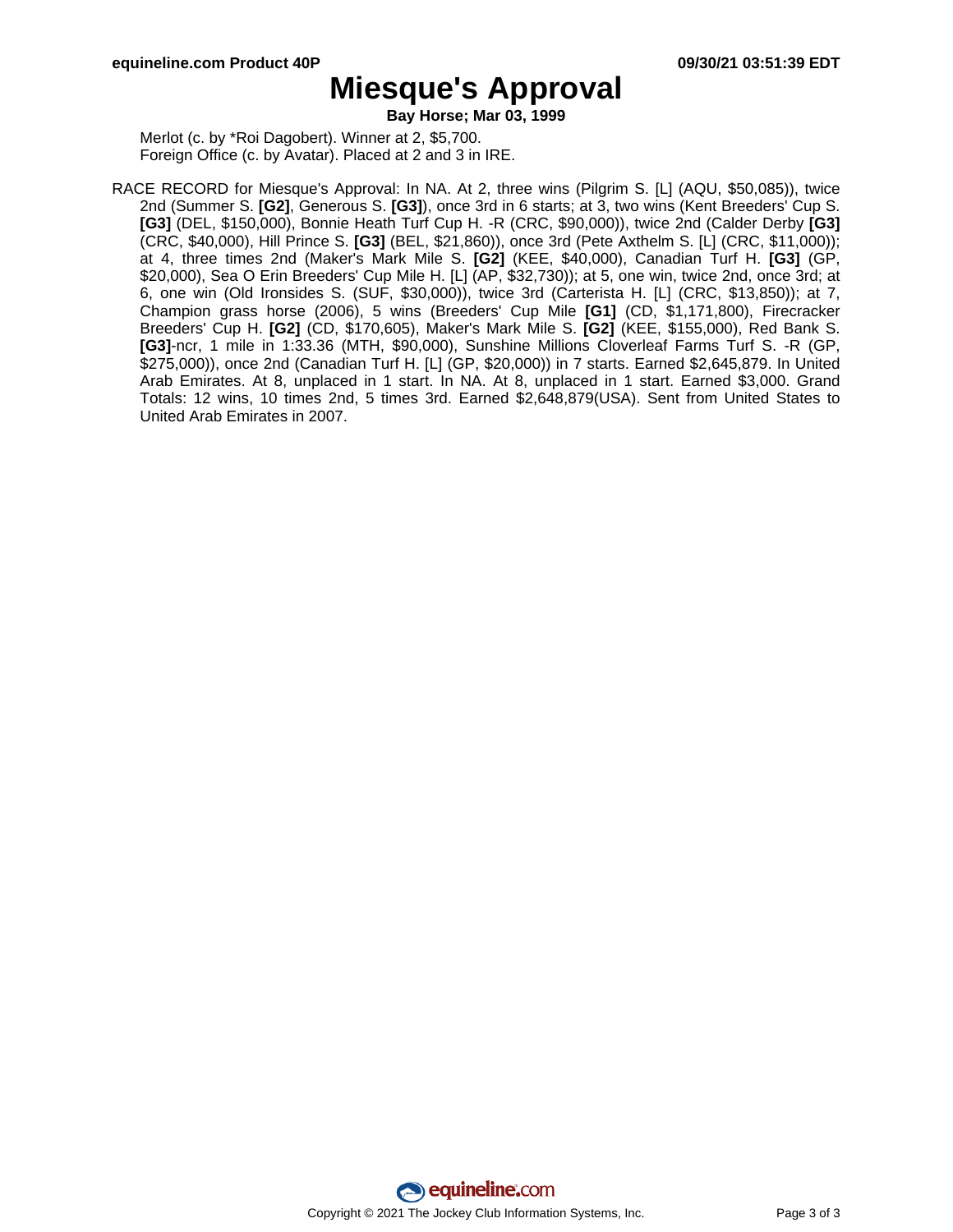# Miesque's Approval

**Bay Horse; Mar 03, 1999**

Merlot (c. by *Roi Dagobert). Winner at 2, $5,700.
Foreign Office (c. by Avatar). Placed at 2 and 3 in IRE.

RACE RECORD for Miesque's Approval: In NA. At 2, three wins (Pilgrim S. [L] (AQU, $50,085)), twice 2nd (Summer S. **[G2]**, Generous S. **[G3]**), once 3rd in 6 starts; at 3, two wins (Kent Breeders' Cup S. **[G3]** (DEL, $150,000), Bonnie Heath Turf Cup H. -R (CRC, $90,000)), twice 2nd (Calder Derby **[G3]** (CRC, $40,000), Hill Prince S. **[G3]** (BEL, $21,860)), once 3rd (Pete Axthelm S. [L] (CRC, $11,000)); at 4, three times 2nd (Maker's Mark Mile S. **[G2]** (KEE, $40,000), Canadian Turf H. **[G3]** (GP, $20,000), Sea O Erin Breeders' Cup Mile H. [L] (AP, $32,730)); at 5, one win, twice 2nd, once 3rd; at 6, one win (Old Ironsides S. (SUF, $30,000)), twice 3rd (Carterista H. [L] (CRC, $13,850)); at 7, Champion grass horse (2006), 5 wins (Breeders' Cup Mile **[G1]** (CD, $1,171,800), Firecracker Breeders' Cup H. **[G2]** (CD, $170,605), Maker's Mark Mile S. **[G2]** (KEE, $155,000), Red Bank S. **[G3]**-ncr, 1 mile in 1:33.36 (MTH, $90,000), Sunshine Millions Cloverleaf Farms Turf S. -R (GP, $275,000)), once 2nd (Canadian Turf H. [L] (GP, $20,000)) in 7 starts. Earned $2,645,879. In United Arab Emirates. At 8, unplaced in 1 start. In NA. At 8, unplaced in 1 start. Earned $3,000. Grand Totals: 12 wins, 10 times 2nd, 5 times 3rd. Earned $2,648,879(USA). Sent from United States to United Arab Emirates in 2007.